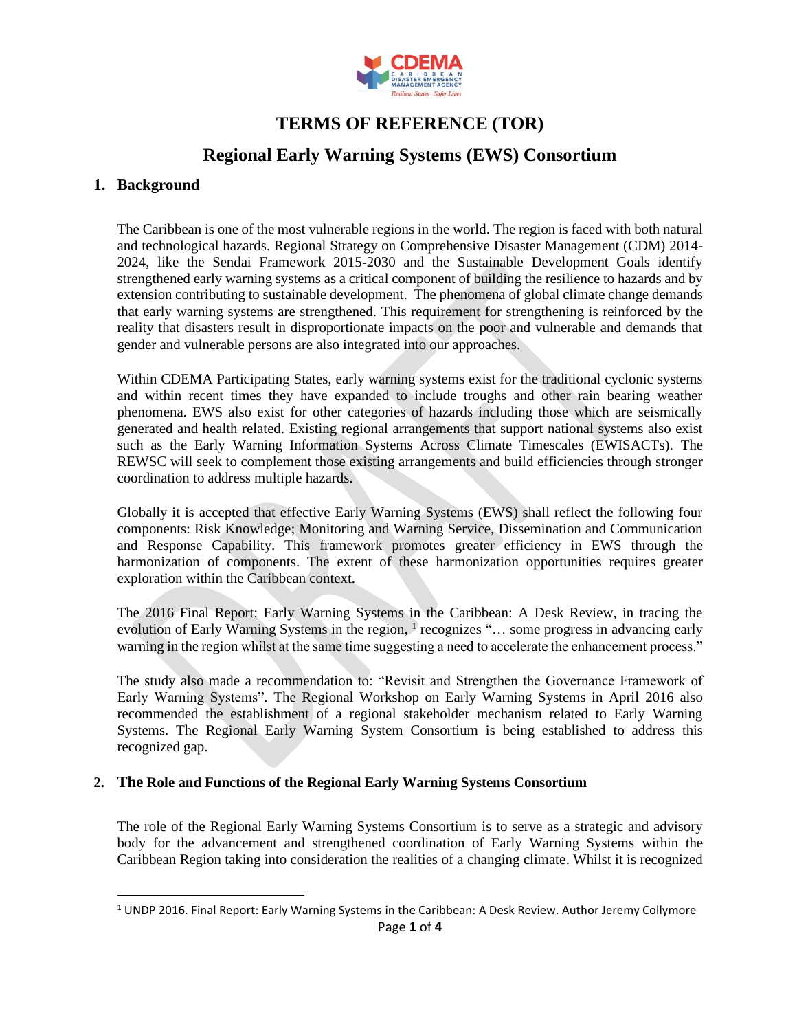# TERMS OF REFERENCE (TOR)

## Regional Early Warning Systems (EWS) Consortium

### 1. Background

The Caribbean is one of the most vulnerable regions in the world. The region is faced with both natural and technological hazards. Regional Strategy on Comprehensive Disaster Management (CDM) 2014-2024, like the Sendai Framework 2015-2030 and the Sustainable Development Goals identify strengthened early warning systems as a critical component of building the resilience to hazards and by extension contributing to sustainable development. The phenomena of global climate change demands that early warning systems are strengthened. This requirement for strengthening is reinforced by the reality that disasters result in disproportionate impacts on the poor and vulnerable and demands that gender and vulnerable persons are also integrated into our approaches.

Within CDEMA Participating States, early warning systems exist for the traditional cyclonic systems and within recent times they have expanded to include troughs and other rain bearing weather phenomena. EWS also exist for other categories of hazards including those which are seismically generated and health related. Existing regional arrangements that support national systems also exist such as the Early Warning Information Systems Across Climate Timescales (EWISACTs). The REWSC will seek to complement those existing arrangements and build efficiencies through stronger coordination to address multiple hazards.

Globally it is accepted that effective Early Warning Systems (EWS) shall reflect the following four components: Risk Knowledge; Monitoring and Warning Service, Dissemination and Communication and Response Capability. This framework promotes greater efficiency in EWS through the harmonization of components. The extent of these harmonization opportunities requires greater exploration within the Caribbean context.

The 2016 Final Report: Early Warning Systems in the Caribbean: A Desk Review, in tracing the evolution of Early Warning Systems in the region, [1] recognizes "… some progress in advancing early warning in the region whilst at the same time suggesting a need to accelerate the enhancement process."

The study also made a recommendation to: "Revisit and Strengthen the Governance Framework of Early Warning Systems". The Regional Workshop on Early Warning Systems in April 2016 also recommended the establishment of a regional stakeholder mechanism related to Early Warning Systems. The Regional Early Warning System Consortium is being established to address this recognized gap.

### 2. The Role and Functions of the Regional Early Warning Systems Consortium

The role of the Regional Early Warning Systems Consortium is to serve as a strategic and advisory body for the advancement and strengthened coordination of Early Warning Systems within the Caribbean Region taking into consideration the realities of a changing climate. Whilst it is recognized

[1] UNDP 2016. Final Report: Early Warning Systems in the Caribbean: A Desk Review. Author Jeremy Collymore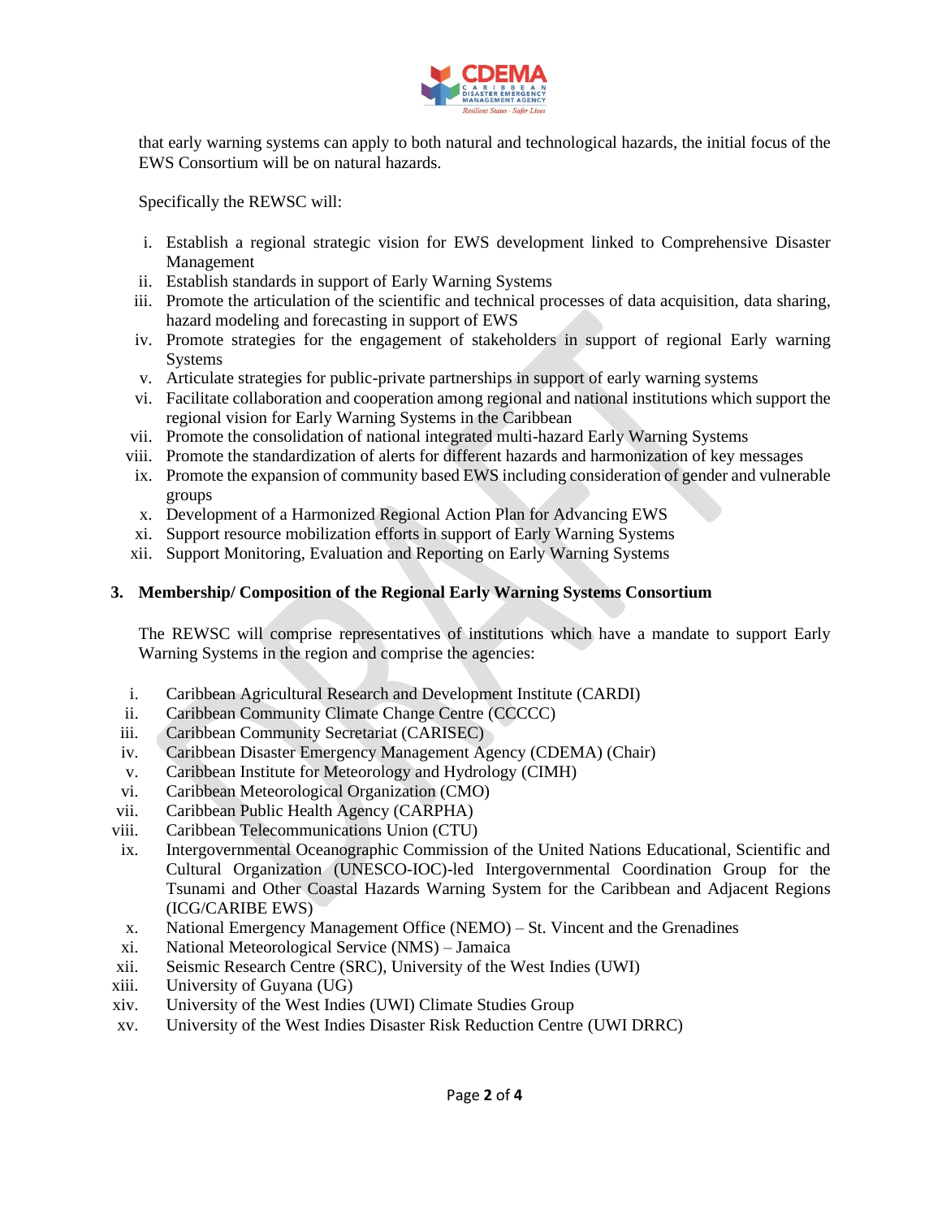that early warning systems can apply to both natural and technological hazards, the initial focus of the EWS Consortium will be on natural hazards.

Specifically the REWSC will:

i. Establish a regional strategic vision for EWS development linked to Comprehensive Disaster Management
ii. Establish standards in support of Early Warning Systems
iii. Promote the articulation of the scientific and technical processes of data acquisition, data sharing, hazard modeling and forecasting in support of EWS
iv. Promote strategies for the engagement of stakeholders in support of regional Early warning Systems
v. Articulate strategies for public-private partnerships in support of early warning systems
vi. Facilitate collaboration and cooperation among regional and national institutions which support the regional vision for Early Warning Systems in the Caribbean
vii. Promote the consolidation of national integrated multi-hazard Early Warning Systems
viii. Promote the standardization of alerts for different hazards and harmonization of key messages
ix. Promote the expansion of community based EWS including consideration of gender and vulnerable groups
x. Development of a Harmonized Regional Action Plan for Advancing EWS
xi. Support resource mobilization efforts in support of Early Warning Systems
xii. Support Monitoring, Evaluation and Reporting on Early Warning Systems

## 3. Membership/ Composition of the Regional Early Warning Systems Consortium

The REWSC will comprise representatives of institutions which have a mandate to support Early Warning Systems in the region and comprise the agencies:

i. Caribbean Agricultural Research and Development Institute (CARDI)
ii. Caribbean Community Climate Change Centre (CCCCC)
iii. Caribbean Community Secretariat (CARISEC)
iv. Caribbean Disaster Emergency Management Agency (CDEMA) (Chair)
v. Caribbean Institute for Meteorology and Hydrology (CIMH)
vi. Caribbean Meteorological Organization (CMO)
vii. Caribbean Public Health Agency (CARPHA)
viii. Caribbean Telecommunications Union (CTU)
ix. Intergovernmental Oceanographic Commission of the United Nations Educational, Scientific and Cultural Organization (UNESCO-IOC)-led Intergovernmental Coordination Group for the Tsunami and Other Coastal Hazards Warning System for the Caribbean and Adjacent Regions (ICG/CARIBE EWS)
x. National Emergency Management Office (NEMO) – St. Vincent and the Grenadines
xi. National Meteorological Service (NMS) – Jamaica
xii. Seismic Research Centre (SRC), University of the West Indies (UWI)
xiii. University of Guyana (UG)
xiv. University of the West Indies (UWI) Climate Studies Group
xv. University of the West Indies Disaster Risk Reduction Centre (UWI DRRC)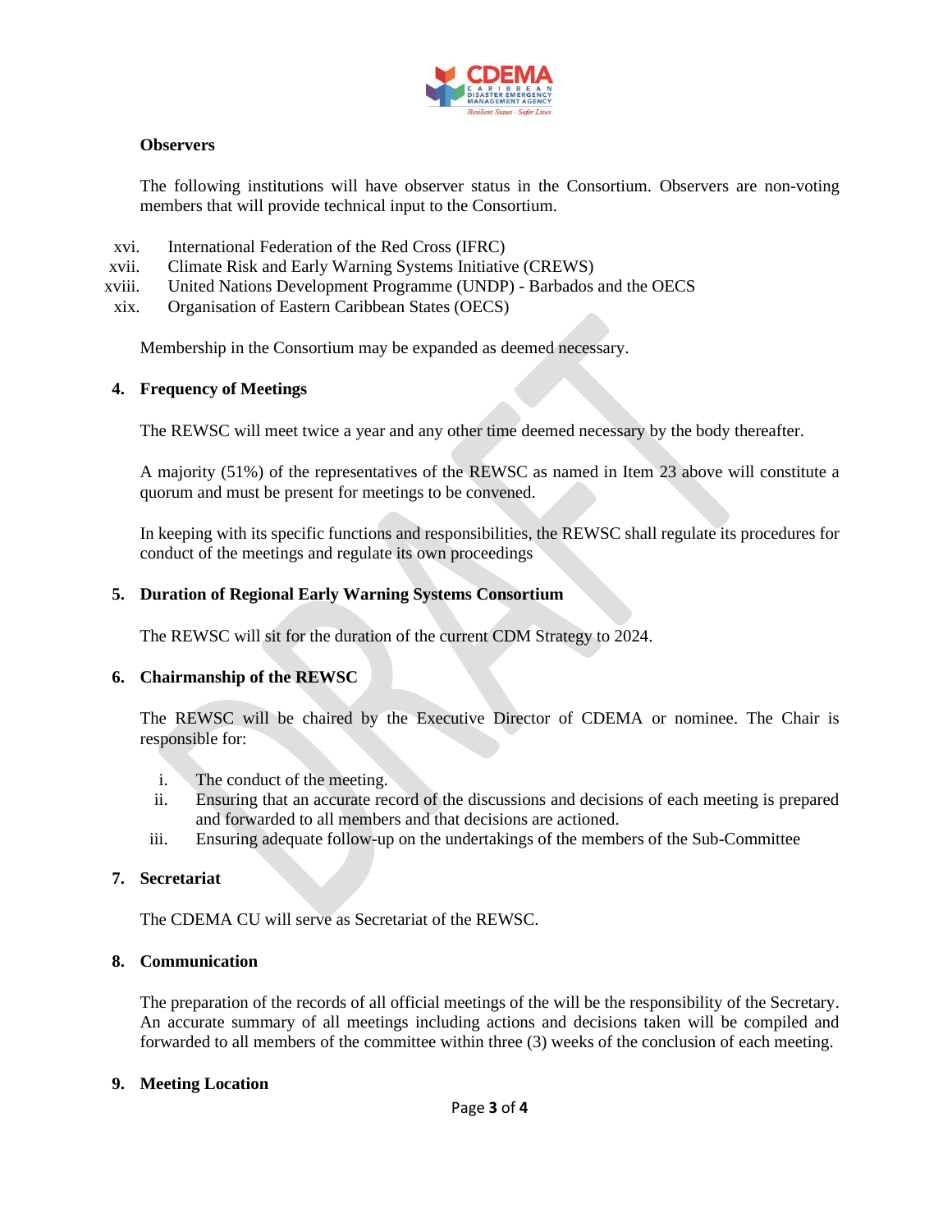**Observers**

The following institutions will have observer status in the Consortium. Observers are non-voting members that will provide technical input to the Consortium.

xvi. International Federation of the Red Cross (IFRC)
xvii. Climate Risk and Early Warning Systems Initiative (CREWS)
xviii. United Nations Development Programme (UNDP) - Barbados and the OECS
xix. Organisation of Eastern Caribbean States (OECS)

Membership in the Consortium may be expanded as deemed necessary.

**4. Frequency of Meetings**

The REWSC will meet twice a year and any other time deemed necessary by the body thereafter.

A majority (51%) of the representatives of the REWSC as named in Item 23 above will constitute a quorum and must be present for meetings to be convened.

In keeping with its specific functions and responsibilities, the REWSC shall regulate its procedures for conduct of the meetings and regulate its own proceedings

**5. Duration of Regional Early Warning Systems Consortium**

The REWSC will sit for the duration of the current CDM Strategy to 2024.

**6. Chairmanship of the REWSC**

The REWSC will be chaired by the Executive Director of CDEMA or nominee. The Chair is responsible for:

i. The conduct of the meeting.
ii. Ensuring that an accurate record of the discussions and decisions of each meeting is prepared and forwarded to all members and that decisions are actioned.
iii. Ensuring adequate follow-up on the undertakings of the members of the Sub-Committee

**7. Secretariat**

The CDEMA CU will serve as Secretariat of the REWSC.

**8. Communication**

The preparation of the records of all official meetings of the will be the responsibility of the Secretary. An accurate summary of all meetings including actions and decisions taken will be compiled and forwarded to all members of the committee within three (3) weeks of the conclusion of each meeting.

**9. Meeting Location**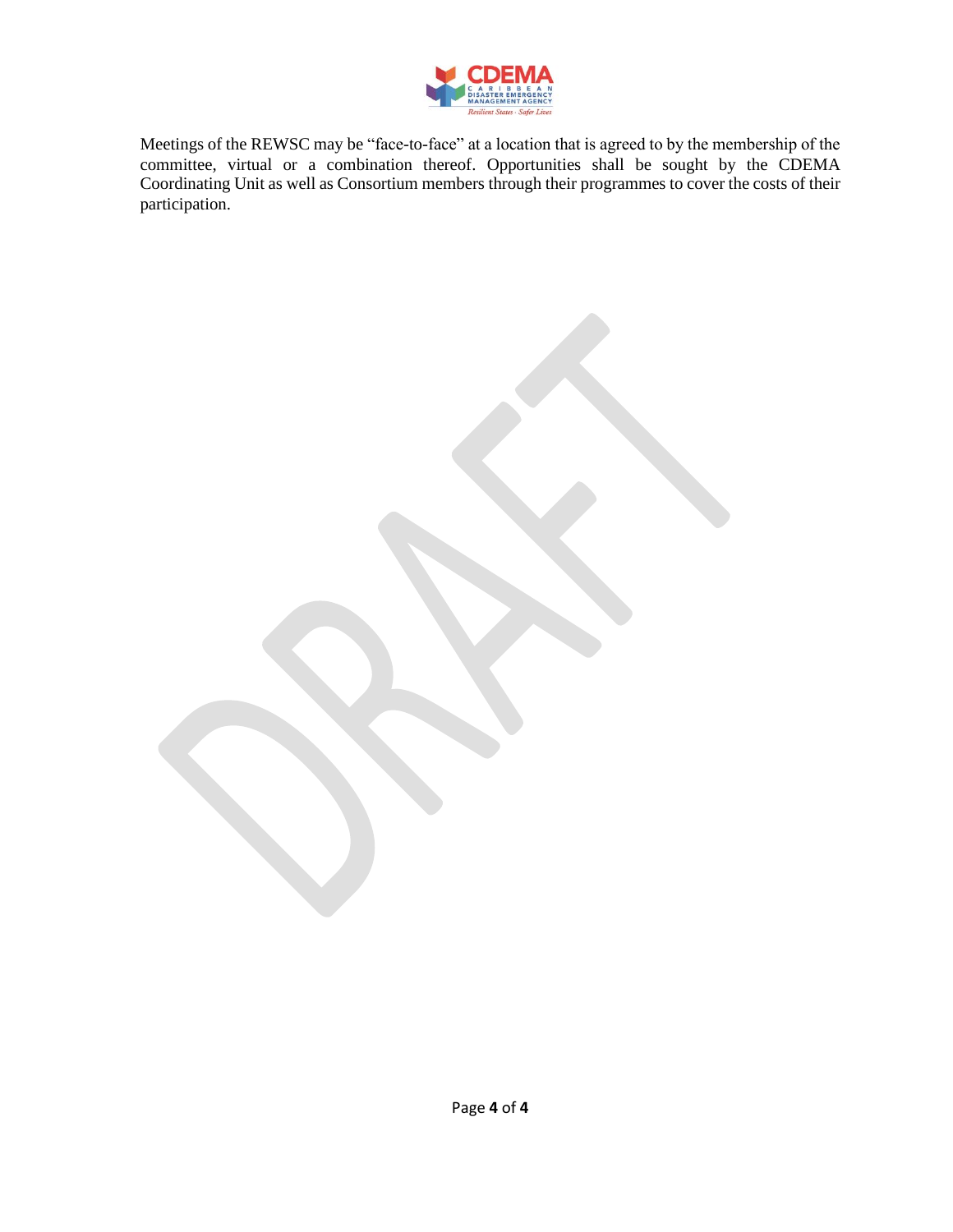Meetings of the REWSC may be "face-to-face" at a location that is agreed to by the membership of the committee, virtual or a combination thereof. Opportunities shall be sought by the CDEMA Coordinating Unit as well as Consortium members through their programmes to cover the costs of their participation.